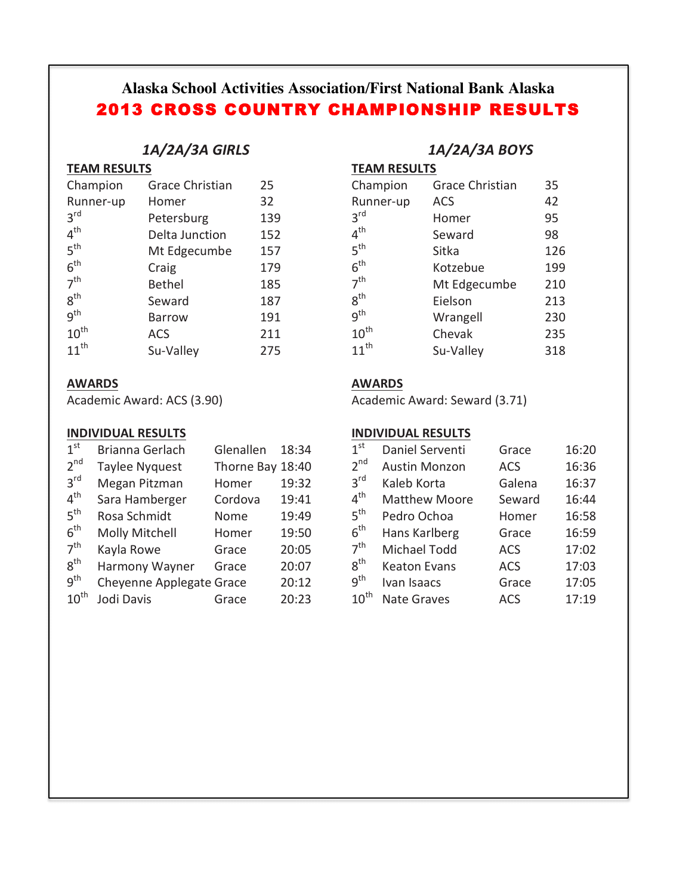# Alaska School Activities Association/First National Bank Alaska

# 2013 CROSS COUNTRY CHAMPIONSHIP RESULTS

## *1A/2A/3A GIRLS*

**TEAM RESULTS**

| Place | Team | Score |
|---|---|---|
| Champion | Grace Christian | 25 |
| Runner-up | Homer | 32 |
| 3rd | Petersburg | 139 |
| 4th | Delta Junction | 152 |
| 5th | Mt Edgecumbe | 157 |
| 6th | Craig | 179 |
| 7th | Bethel | 185 |
| 8th | Seward | 187 |
| 9th | Barrow | 191 |
| 10th | ACS | 211 |
| 11th | Su-Valley | 275 |

**AWARDS**

Academic Award: ACS (3.90)

**INDIVIDUAL RESULTS**

| Place | Name | School | Time |
|---|---|---|---|
| 1st | Brianna Gerlach | Glenallen | 18:34 |
| 2nd | Taylee Nyquest | Thorne Bay | 18:40 |
| 3rd | Megan Pitzman | Homer | 19:32 |
| 4th | Sara Hamberger | Cordova | 19:41 |
| 5th | Rosa Schmidt | Nome | 19:49 |
| 6th | Molly Mitchell | Homer | 19:50 |
| 7th | Kayla Rowe | Grace | 20:05 |
| 8th | Harmony Wayner | Grace | 20:07 |
| 9th | Cheyenne Applegate | Grace | 20:12 |
| 10th | Jodi Davis | Grace | 20:23 |

## *1A/2A/3A BOYS*

**TEAM RESULTS**

| Place | Team | Score |
|---|---|---|
| Champion | Grace Christian | 35 |
| Runner-up | ACS | 42 |
| 3rd | Homer | 95 |
| 4th | Seward | 98 |
| 5th | Sitka | 126 |
| 6th | Kotzebue | 199 |
| 7th | Mt Edgecumbe | 210 |
| 8th | Eielson | 213 |
| 9th | Wrangell | 230 |
| 10th | Chevak | 235 |
| 11th | Su-Valley | 318 |

**AWARDS**

Academic Award: Seward (3.71)

**INDIVIDUAL RESULTS**

| Place | Name | School | Time |
|---|---|---|---|
| 1st | Daniel Serventi | Grace | 16:20 |
| 2nd | Austin Monzon | ACS | 16:36 |
| 3rd | Kaleb Korta | Galena | 16:37 |
| 4th | Matthew Moore | Seward | 16:44 |
| 5th | Pedro Ochoa | Homer | 16:58 |
| 6th | Hans Karlberg | Grace | 16:59 |
| 7th | Michael Todd | ACS | 17:02 |
| 8th | Keaton Evans | ACS | 17:03 |
| 9th | Ivan Isaacs | Grace | 17:05 |
| 10th | Nate Graves | ACS | 17:19 |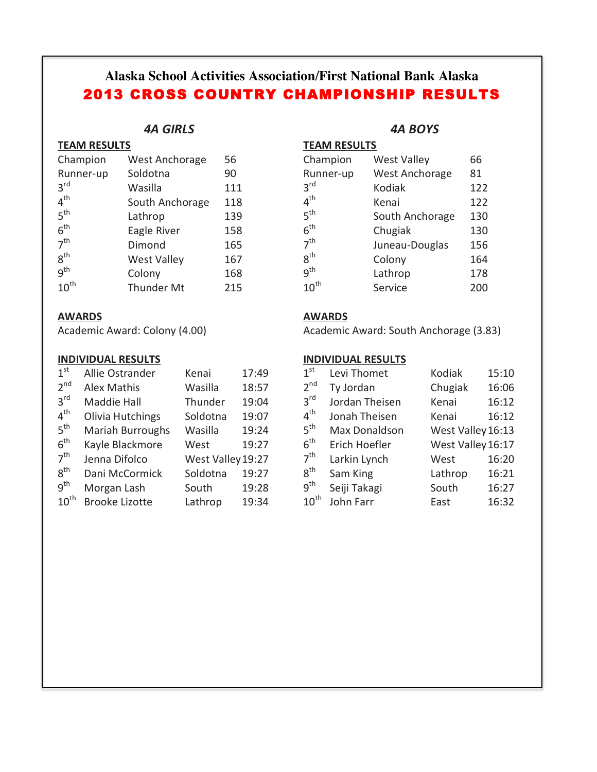**Alaska School Activities Association/First National Bank Alaska**

# 2013 CROSS COUNTRY CHAMPIONSHIP RESULTS

## *4A GIRLS*

**TEAM RESULTS**

| | | |
|---|---|---|
| Champion | West Anchorage | 56 |
| Runner-up | Soldotna | 90 |
| 3rd | Wasilla | 111 |
| 4th | South Anchorage | 118 |
| 5th | Lathrop | 139 |
| 6th | Eagle River | 158 |
| 7th | Dimond | 165 |
| 8th | West Valley | 167 |
| 9th | Colony | 168 |
| 10th | Thunder Mt | 215 |

**AWARDS**

Academic Award: Colony (4.00)

**INDIVIDUAL RESULTS**

| | | | |
|---|---|---|---|
| 1st | Allie Ostrander | Kenai | 17:49 |
| 2nd | Alex Mathis | Wasilla | 18:57 |
| 3rd | Maddie Hall | Thunder | 19:04 |
| 4th | Olivia Hutchings | Soldotna | 19:07 |
| 5th | Mariah Burroughs | Wasilla | 19:24 |
| 6th | Kayle Blackmore | West | 19:27 |
| 7th | Jenna Difolco | West Valley | 19:27 |
| 8th | Dani McCormick | Soldotna | 19:27 |
| 9th | Morgan Lash | South | 19:28 |
| 10th | Brooke Lizotte | Lathrop | 19:34 |

## *4A BOYS*

**TEAM RESULTS**

| | | |
|---|---|---|
| Champion | West Valley | 66 |
| Runner-up | West Anchorage | 81 |
| 3rd | Kodiak | 122 |
| 4th | Kenai | 122 |
| 5th | South Anchorage | 130 |
| 6th | Chugiak | 130 |
| 7th | Juneau-Douglas | 156 |
| 8th | Colony | 164 |
| 9th | Lathrop | 178 |
| 10th | Service | 200 |

**AWARDS**

Academic Award: South Anchorage (3.83)

**INDIVIDUAL RESULTS**

| | | | |
|---|---|---|---|
| 1st | Levi Thomet | Kodiak | 15:10 |
| 2nd | Ty Jordan | Chugiak | 16:06 |
| 3rd | Jordan Theisen | Kenai | 16:12 |
| 4th | Jonah Theisen | Kenai | 16:12 |
| 5th | Max Donaldson | West Valley | 16:13 |
| 6th | Erich Hoefler | West Valley | 16:17 |
| 7th | Larkin Lynch | West | 16:20 |
| 8th | Sam King | Lathrop | 16:21 |
| 9th | Seiji Takagi | South | 16:27 |
| 10th | John Farr | East | 16:32 |